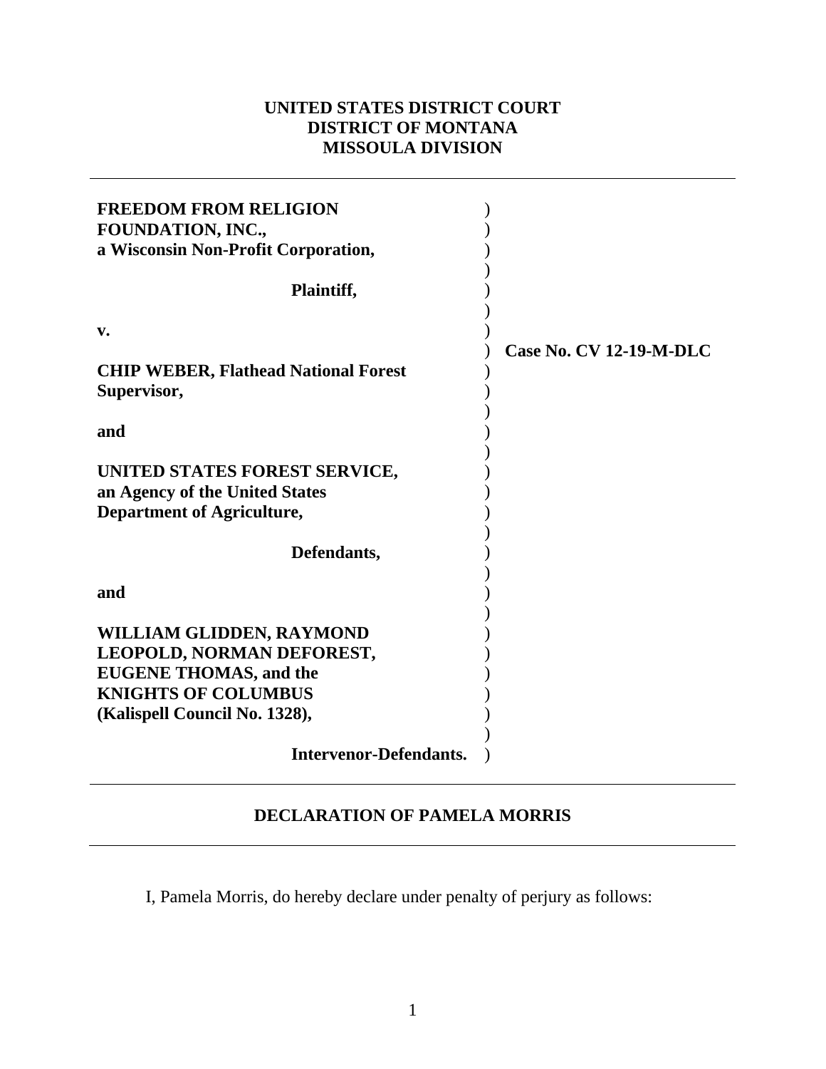**UNITED STATES DISTRICT COURT**
**DISTRICT OF MONTANA**
**MISSOULA DIVISION**

---

**FREEDOM FROM RELIGION FOUNDATION, INC.,**
**a Wisconsin Non-Profit Corporation,**

**Plaintiff,**

**v.**

**CHIP WEBER, Flathead National Forest Supervisor,**

**and**

**UNITED STATES FOREST SERVICE,**
**an Agency of the United States Department of Agriculture,**

**Defendants,**

**and**

**WILLIAM GLIDDEN, RAYMOND LEOPOLD, NORMAN DEFOREST, EUGENE THOMAS, and the KNIGHTS OF COLUMBUS (Kalispell Council No. 1328),**

**Intervenor-Defendants.**

**Case No. CV 12-19-M-DLC**

---

**DECLARATION OF PAMELA MORRIS**

---

I, Pamela Morris, do hereby declare under penalty of perjury as follows: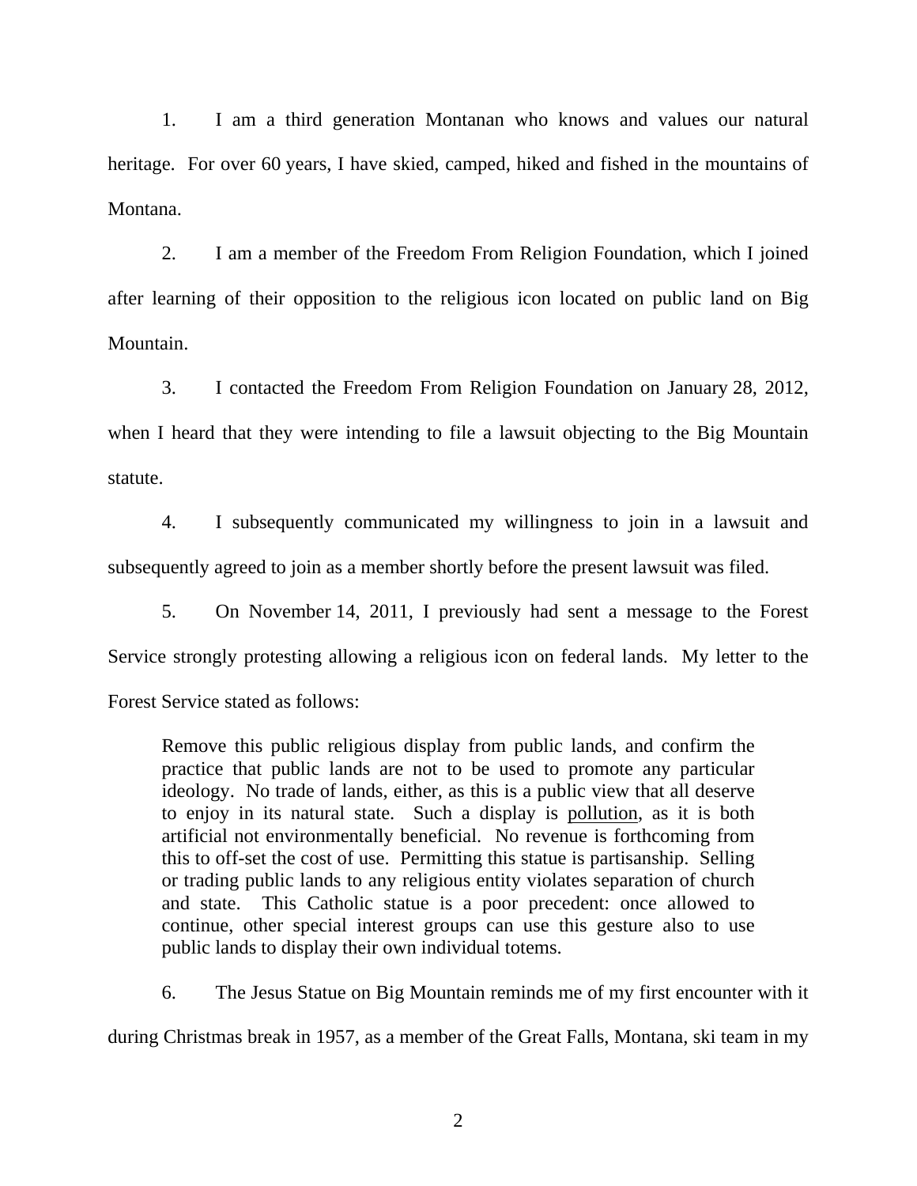1. I am a third generation Montanan who knows and values our natural heritage. For over 60 years, I have skied, camped, hiked and fished in the mountains of Montana.

2. I am a member of the Freedom From Religion Foundation, which I joined after learning of their opposition to the religious icon located on public land on Big Mountain.

3. I contacted the Freedom From Religion Foundation on January 28, 2012, when I heard that they were intending to file a lawsuit objecting to the Big Mountain statute.

4. I subsequently communicated my willingness to join in a lawsuit and subsequently agreed to join as a member shortly before the present lawsuit was filed.

5. On November 14, 2011, I previously had sent a message to the Forest Service strongly protesting allowing a religious icon on federal lands. My letter to the Forest Service stated as follows:

> Remove this public religious display from public lands, and confirm the practice that public lands are not to be used to promote any particular ideology. No trade of lands, either, as this is a public view that all deserve to enjoy in its natural state. Such a display is <u>pollution</u>, as it is both artificial not environmentally beneficial. No revenue is forthcoming from this to off-set the cost of use. Permitting this statue is partisanship. Selling or trading public lands to any religious entity violates separation of church and state. This Catholic statue is a poor precedent: once allowed to continue, other special interest groups can use this gesture also to use public lands to display their own individual totems.

6. The Jesus Statue on Big Mountain reminds me of my first encounter with it during Christmas break in 1957, as a member of the Great Falls, Montana, ski team in my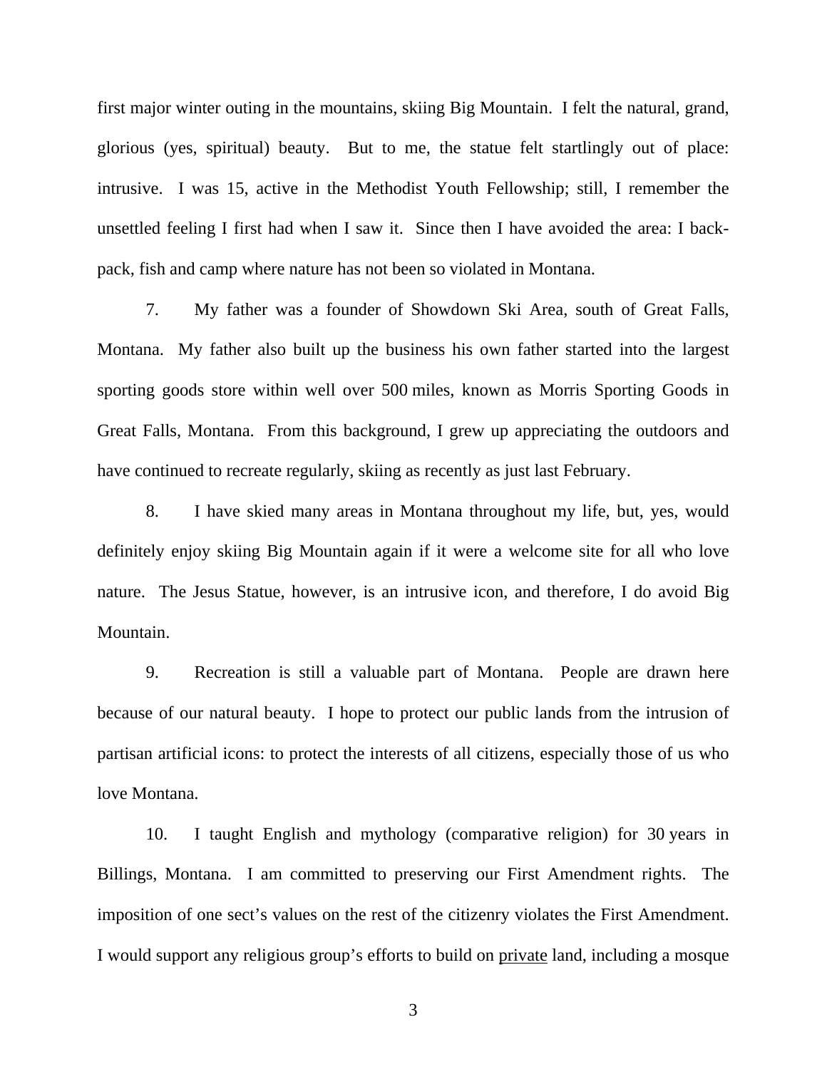first major winter outing in the mountains, skiing Big Mountain. I felt the natural, grand, glorious (yes, spiritual) beauty. But to me, the statue felt startlingly out of place: intrusive. I was 15, active in the Methodist Youth Fellowship; still, I remember the unsettled feeling I first had when I saw it. Since then I have avoided the area: I back-pack, fish and camp where nature has not been so violated in Montana.

7. My father was a founder of Showdown Ski Area, south of Great Falls, Montana. My father also built up the business his own father started into the largest sporting goods store within well over 500 miles, known as Morris Sporting Goods in Great Falls, Montana. From this background, I grew up appreciating the outdoors and have continued to recreate regularly, skiing as recently as just last February.

8. I have skied many areas in Montana throughout my life, but, yes, would definitely enjoy skiing Big Mountain again if it were a welcome site for all who love nature. The Jesus Statue, however, is an intrusive icon, and therefore, I do avoid Big Mountain.

9. Recreation is still a valuable part of Montana. People are drawn here because of our natural beauty. I hope to protect our public lands from the intrusion of partisan artificial icons: to protect the interests of all citizens, especially those of us who love Montana.

10. I taught English and mythology (comparative religion) for 30 years in Billings, Montana. I am committed to preserving our First Amendment rights. The imposition of one sect's values on the rest of the citizenry violates the First Amendment. I would support any religious group's efforts to build on <u>private</u> land, including a mosque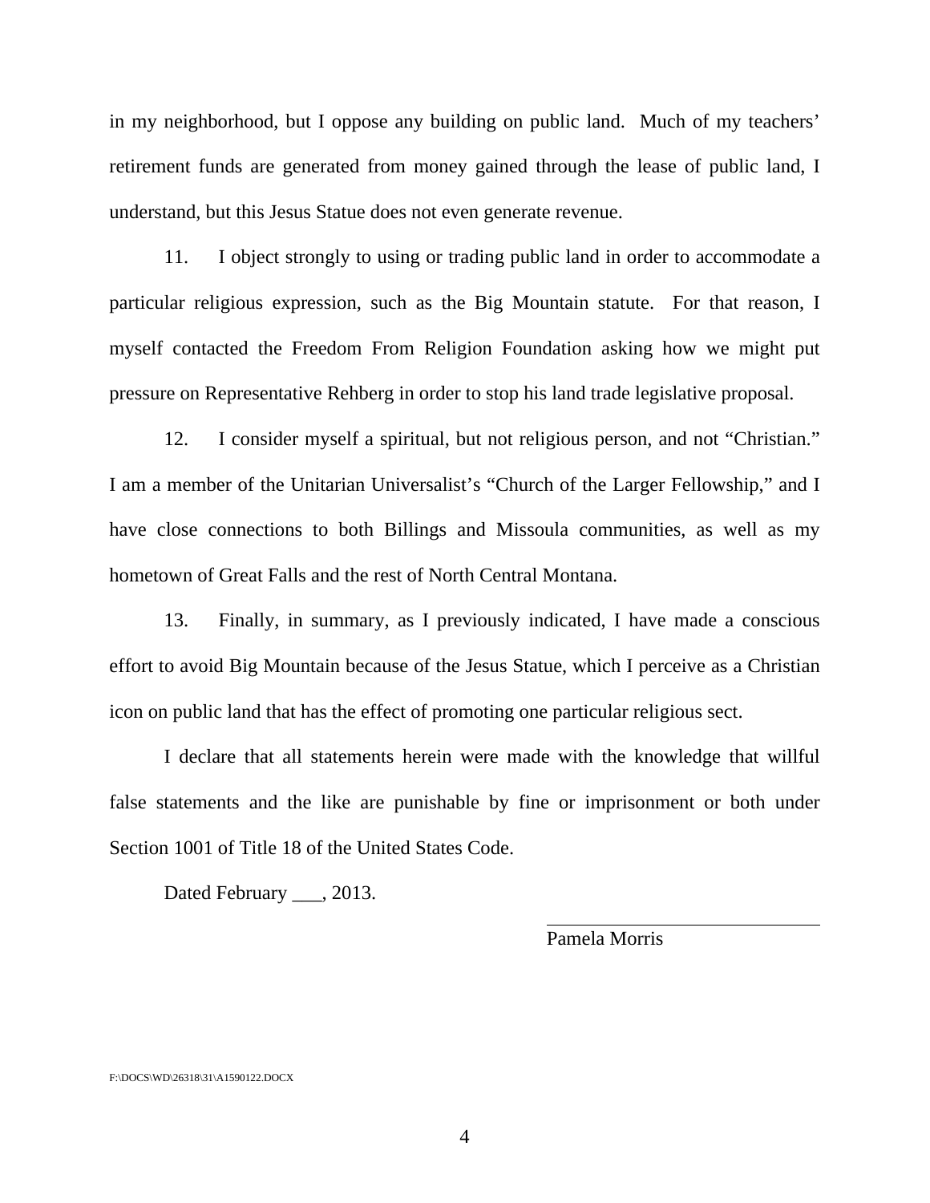in my neighborhood, but I oppose any building on public land. Much of my teachers' retirement funds are generated from money gained through the lease of public land, I understand, but this Jesus Statue does not even generate revenue.

11. I object strongly to using or trading public land in order to accommodate a particular religious expression, such as the Big Mountain statute. For that reason, I myself contacted the Freedom From Religion Foundation asking how we might put pressure on Representative Rehberg in order to stop his land trade legislative proposal.

12. I consider myself a spiritual, but not religious person, and not "Christian." I am a member of the Unitarian Universalist's "Church of the Larger Fellowship," and I have close connections to both Billings and Missoula communities, as well as my hometown of Great Falls and the rest of North Central Montana.

13. Finally, in summary, as I previously indicated, I have made a conscious effort to avoid Big Mountain because of the Jesus Statue, which I perceive as a Christian icon on public land that has the effect of promoting one particular religious sect.

I declare that all statements herein were made with the knowledge that willful false statements and the like are punishable by fine or imprisonment or both under Section 1001 of Title 18 of the United States Code.

Dated February ___, 2013.

\_\_\_\_\_\_\_\_\_\_\_\_\_\_\_\_\_\_\_\_\_\_\_\_\_\_\_\_\_\_

Pamela Morris

F:\DOCS\WD\26318\31\A1590122.DOCX